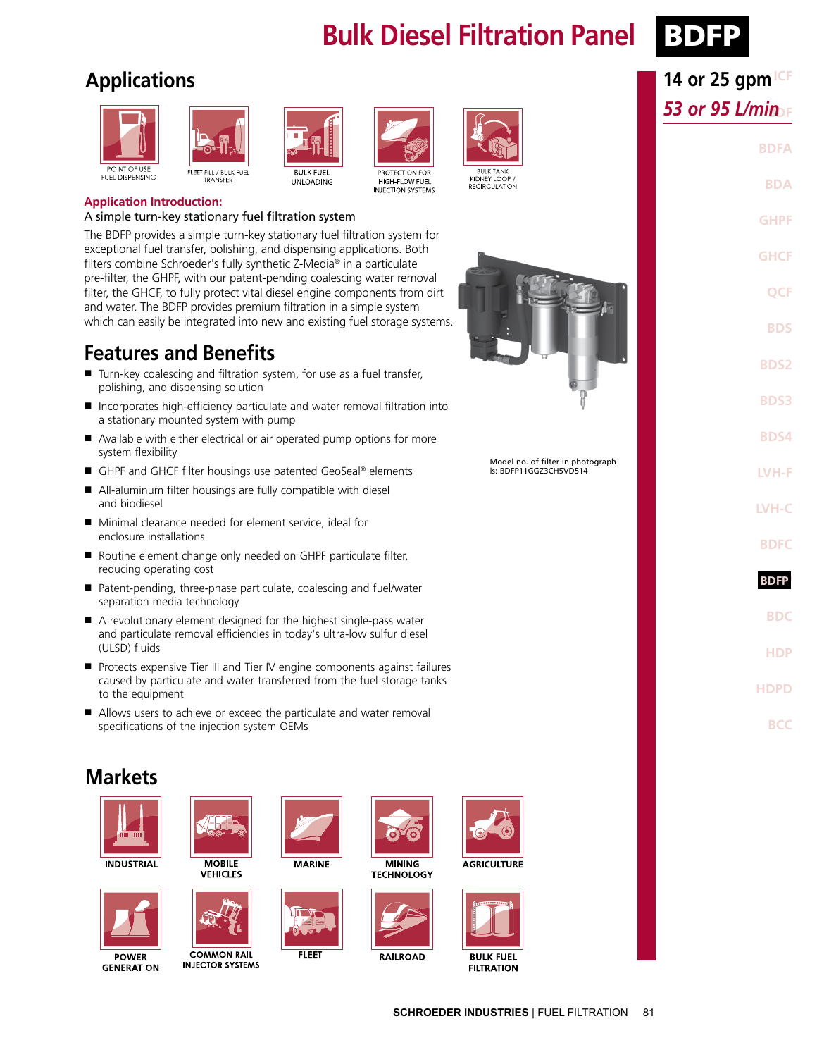# Bulk Diesel Filtration Panel BDFP

**14 or 25 gpm**

***53 or 95 L/min***

## Applications

POINT OF USE FUEL DISPENSING

FLEET FILL / BULK FUEL TRANSFER

BULK FUEL UNLOADING

PROTECTION FOR HIGH-FLOW FUEL INJECTION SYSTEMS

BULK TANK KIDNEY LOOP / RECIRCULATION

**Application Introduction:**

A simple turn-key stationary fuel filtration system

The BDFP provides a simple turn-key stationary fuel filtration system for exceptional fuel transfer, polishing, and dispensing applications. Both filters combine Schroeder's fully synthetic Z-Media® in a particulate pre-filter, the GHPF, with our patent-pending coalescing water removal filter, the GHCF, to fully protect vital diesel engine components from dirt and water. The BDFP provides premium filtration in a simple system which can easily be integrated into new and existing fuel storage systems.

Model no. of filter in photograph is: BDFP11GGZ3CH5VD514

## Features and Benefits

- Turn-key coalescing and filtration system, for use as a fuel transfer, polishing, and dispensing solution
- Incorporates high-efficiency particulate and water removal filtration into a stationary mounted system with pump
- Available with either electrical or air operated pump options for more system flexibility
- GHPF and GHCF filter housings use patented GeoSeal® elements
- All-aluminum filter housings are fully compatible with diesel and biodiesel
- Minimal clearance needed for element service, ideal for enclosure installations
- Routine element change only needed on GHPF particulate filter, reducing operating cost
- Patent-pending, three-phase particulate, coalescing and fuel/water separation media technology
- A revolutionary element designed for the highest single-pass water and particulate removal efficiencies in today's ultra-low sulfur diesel (ULSD) fluids
- Protects expensive Tier III and Tier IV engine components against failures caused by particulate and water transferred from the fuel storage tanks to the equipment
- Allows users to achieve or exceed the particulate and water removal specifications of the injection system OEMs

## Markets

INDUSTRIAL

MOBILE VEHICLES

MARINE

MINING TECHNOLOGY

AGRICULTURE

POWER GENERATION

COMMON RAIL INJECTOR SYSTEMS

FLEET

RAILROAD

BULK FUEL FILTRATION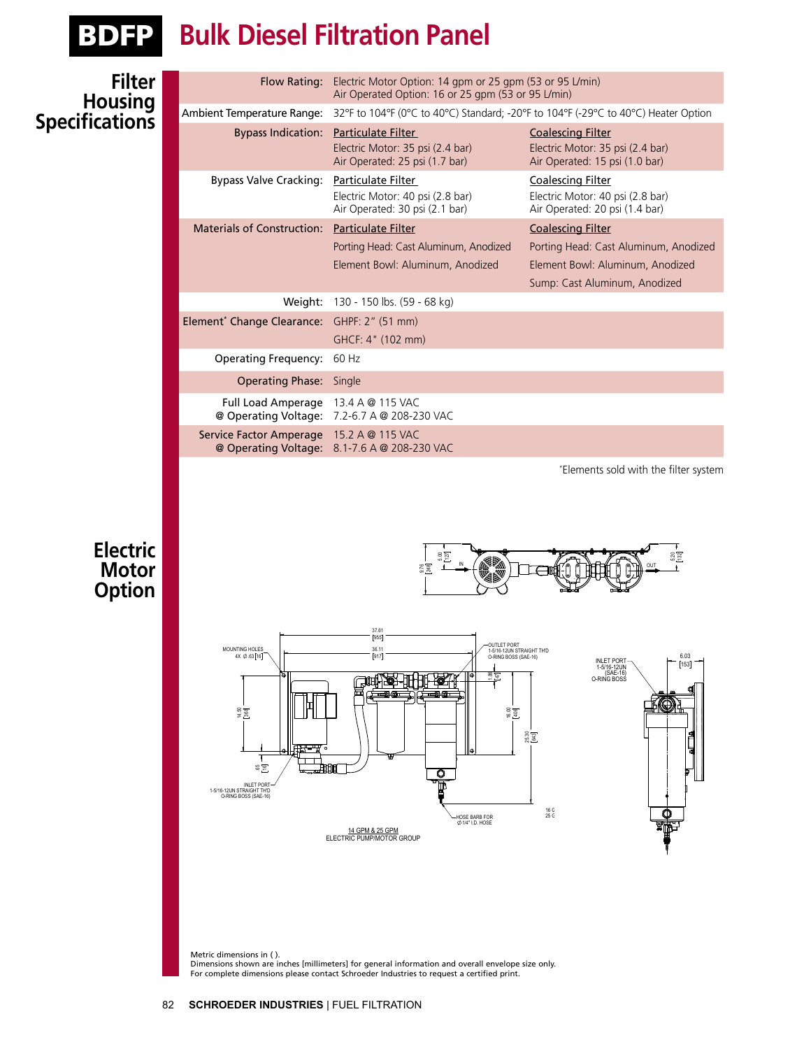# BDFP Bulk Diesel Filtration Panel

## Filter Housing Specifications

| | | |
|---|---|---|
| Flow Rating: | Electric Motor Option: 14 gpm or 25 gpm (53 or 95 L/min)<br>Air Operated Option: 16 or 25 gpm (53 or 95 L/min) | |
| Ambient Temperature Range: | 32°F to 104°F (0°C to 40°C) Standard; -20°F to 104°F (-29°C to 40°C) Heater Option | |
| Bypass Indication: | Particulate Filter<br>Electric Motor: 35 psi (2.4 bar)<br>Air Operated: 25 psi (1.7 bar) | Coalescing Filter<br>Electric Motor: 35 psi (2.4 bar)<br>Air Operated: 15 psi (1.0 bar) |
| Bypass Valve Cracking: | Particulate Filter<br>Electric Motor: 40 psi (2.8 bar)<br>Air Operated: 30 psi (2.1 bar) | Coalescing Filter<br>Electric Motor: 40 psi (2.8 bar)<br>Air Operated: 20 psi (1.4 bar) |
| Materials of Construction: | Particulate Filter<br>Porting Head: Cast Aluminum, Anodized<br>Element Bowl: Aluminum, Anodized | Coalescing Filter<br>Porting Head: Cast Aluminum, Anodized<br>Element Bowl: Aluminum, Anodized<br>Sump: Cast Aluminum, Anodized |
| Weight: | 130 - 150 lbs. (59 - 68 kg) | |
| Element* Change Clearance: | GHPF: 2" (51 mm)<br>GHCF: 4" (102 mm) | |
| Operating Frequency: | 60 Hz | |
| Operating Phase: | Single | |
| Full Load Amperage @ Operating Voltage: | 13.4 A @ 115 VAC<br>7.2-6.7 A @ 208-230 VAC | |
| Service Factor Amperage @ Operating Voltage: | 15.2 A @ 115 VAC<br>8.1-7.6 A @ 208-230 VAC | |

*Elements sold with the filter system

## Electric Motor Option

14 GPM & 25 GPM
ELECTRIC PUMP/MOTOR GROUP

Metric dimensions in ( ).
Dimensions shown are inches [millimeters] for general information and overall envelope size only.
For complete dimensions please contact Schroeder Industries to request a certified print.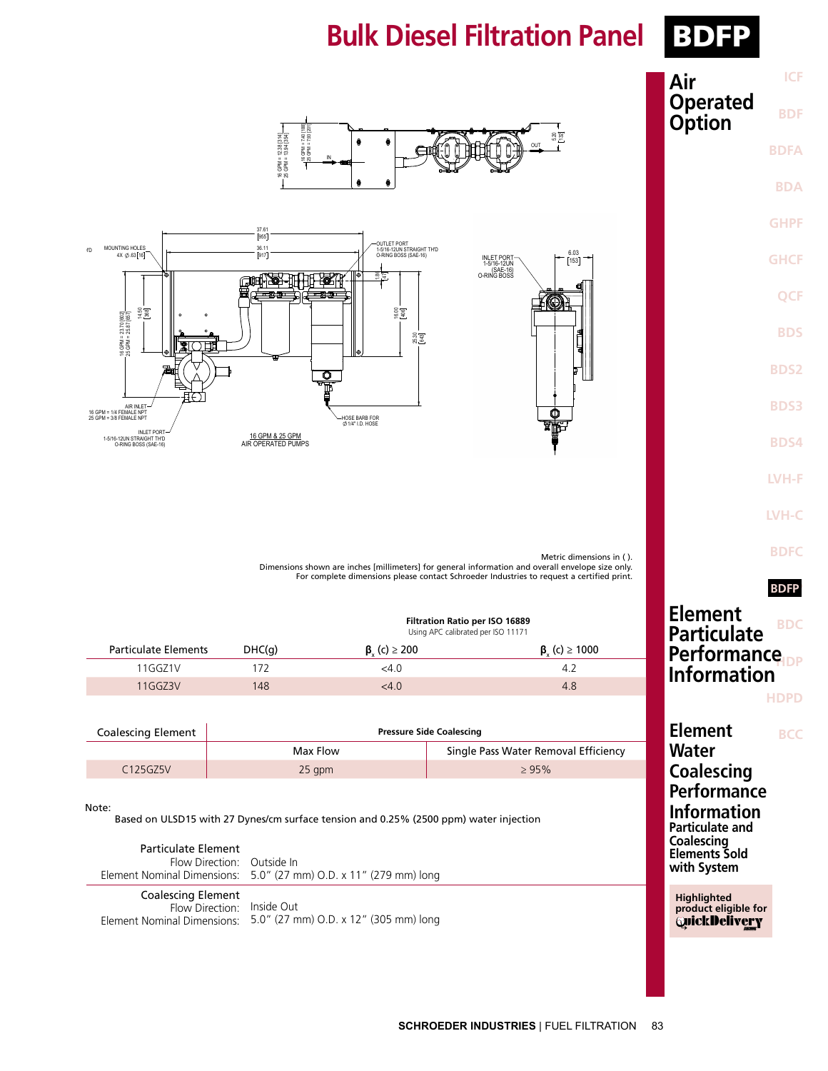# Bulk Diesel Filtration Panel BDFP

## Air Operated Option

16 GPM = 12.38 [314]
25 GPM = 13.94 [354]

16 GPM = 7.40 [188]
25 GPM = 7.93 [201]

IN

OUT

5.20 [132]

37.61 [955]

36.11 [917]

MOUNTING HOLES 4X ⌀.63 [16]

OUTLET PORT 1-5/16-12UN STRAIGHT THD O-RING BOSS (SAE-16)

1.86 [47]

14.50 [368]

16 GPM = 23.70 [602]
25 GPM = 23.87 [607]

16.00 [406]

25.30 [643]

AIR INLET
16 GPM = 1/4 FEMALE NPT
25 GPM = 3/8 FEMALE NPT

INLET PORT
1-5/16-12UN STRAIGHT THD
O-RING BOSS (SAE-16)

HOSE BARB FOR ⌀1/4" I.D. HOSE

16 GPM & 25 GPM
AIR OPERATED PUMPS

INLET PORT
1-5/16-12UN
(SAE-16)
O-RING BOSS

6.03 [153]

Metric dimensions in ( ).
Dimensions shown are inches [millimeters] for general information and overall envelope size only.
For complete dimensions please contact Schroeder Industries to request a certified print.

## Element Particulate Performance Information

| Particulate Elements | DHC(g) | Filtration Ratio per ISO 16889 Using APC calibrated per ISO 11171 $\beta_x$ (c) ≥ 200 | $\beta_x$ (c) ≥ 1000 |
|---|---|---|---|
| 11GGZ1V | 172 | <4.0 | 4.2 |
| 11GGZ3V | 148 | <4.0 | 4.8 |

## Element Water Coalescing Performance Information

| Coalescing Element | Pressure Side Coalescing | |
|---|---|---|
| | Max Flow | Single Pass Water Removal Efficiency |
| C125GZ5V | 25 gpm | ≥ 95% |

Note:
Based on ULSD15 with 27 Dynes/cm surface tension and 0.25% (2500 ppm) water injection

### Particulate and Coalescing Elements Sold with System

Particulate Element
Flow Direction: Outside In
Element Nominal Dimensions: 5.0" (27 mm) O.D. x 11" (279 mm) long

Coalescing Element
Flow Direction: Inside Out
Element Nominal Dimensions: 5.0" (27 mm) O.D. x 12" (305 mm) long

Highlighted product eligible for QuickDelivery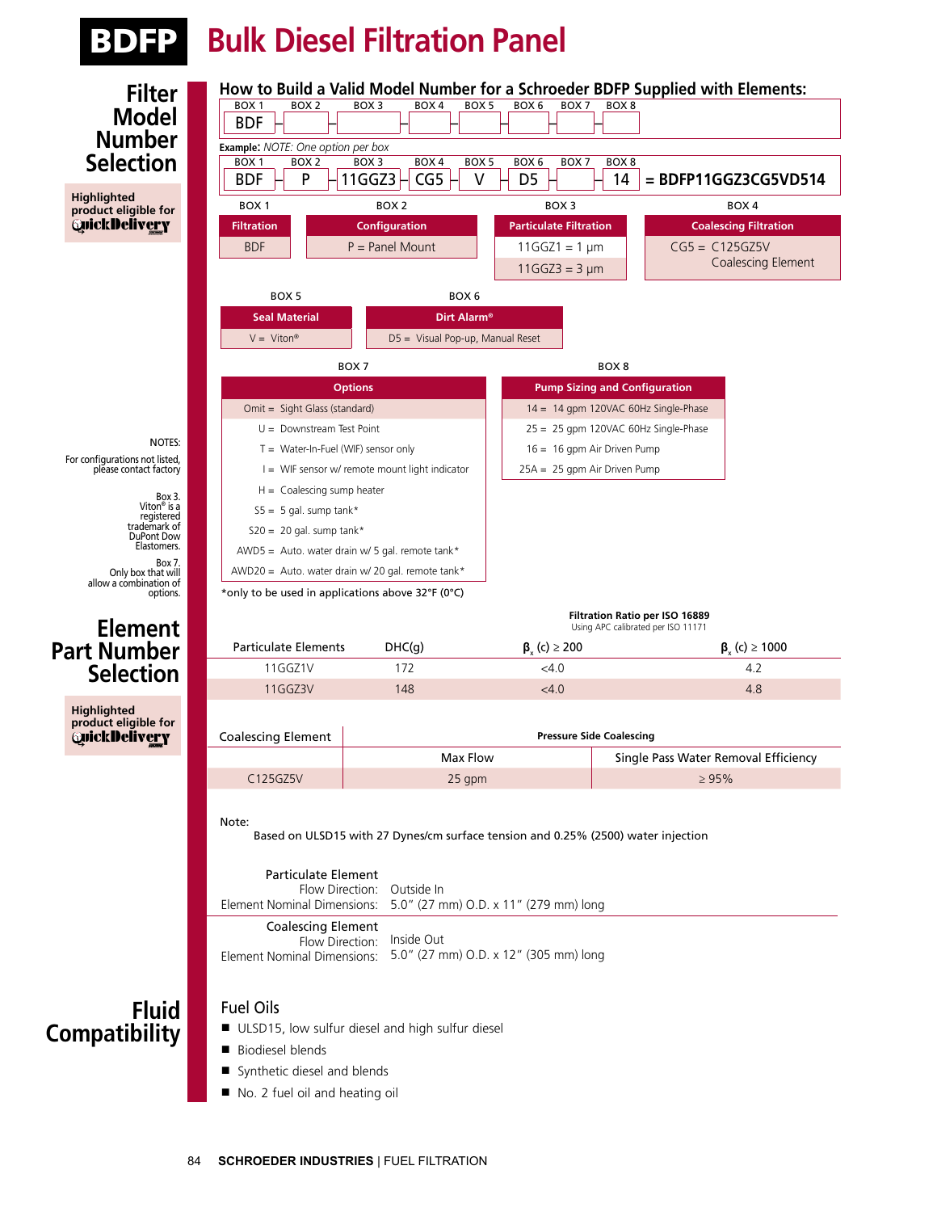# BDFP Bulk Diesel Filtration Panel

## Filter Model Number Selection

Highlighted product eligible for QuickDelivery

### How to Build a Valid Model Number for a Schroeder BDFP Supplied with Elements:

| BOX 1 | BOX 2 | BOX 3 | BOX 4 | BOX 5 | BOX 6 | BOX 7 | BOX 8 |
|---|---|---|---|---|---|---|---|
| BDF | | | | | | | |

**Example:** *NOTE: One option per box*

| BOX 1 | BOX 2 | BOX 3 | BOX 4 | BOX 5 | BOX 6 | BOX 7 | BOX 8 | |
|---|---|---|---|---|---|---|---|---|
| BDF | P | 11GGZ3 | CG5 | V | D5 | | 14 | **= BDFP11GGZ3CG5VD514** |

BOX 1

| Filtration |
|---|
| BDF |

BOX 2

| Configuration |
|---|
| P = Panel Mount |

BOX 3

| Particulate Filtration |
|---|
| 11GGZ1 = 1 µm |
| 11GGZ3 = 3 µm |

BOX 4

| Coalescing Filtration |
|---|
| CG5 = C125GZ5V Coalescing Element |

BOX 5

| Seal Material |
|---|
| V = Viton® |

BOX 6

| Dirt Alarm® |
|---|
| D5 = Visual Pop-up, Manual Reset |

BOX 7

| Options |
|---|
| Omit = Sight Glass (standard) |
| U = Downstream Test Point |
| T = Water-In-Fuel (WIF) sensor only |
| I = WIF sensor w/ remote mount light indicator |
| H = Coalescing sump heater |
| S5 = 5 gal. sump tank* |
| S20 = 20 gal. sump tank* |
| AWD5 = Auto. water drain w/ 5 gal. remote tank* |
| AWD20 = Auto. water drain w/ 20 gal. remote tank* |

*only to be used in applications above 32°F (0°C)

BOX 8

| Pump Sizing and Configuration |
|---|
| 14 = 14 gpm 120VAC 60Hz Single-Phase |
| 25 = 25 gpm 120VAC 60Hz Single-Phase |
| 16 = 16 gpm Air Driven Pump |
| 25A = 25 gpm Air Driven Pump |

NOTES:

For configurations not listed, please contact factory

Box 3. Viton® is a registered trademark of DuPont Dow Elastomers.

Box 7. Only box that will allow a combination of options.

## Element Part Number Selection

Highlighted product eligible for QuickDelivery

Filtration Ratio per ISO 16889
Using APC calibrated per ISO 11171

| Particulate Elements | DHC(g) | $\beta_x$ (c) ≥ 200 | $\beta_x$ (c) ≥ 1000 |
|---|---|---|---|
| 11GGZ1V | 172 | <4.0 | 4.2 |
| 11GGZ3V | 148 | <4.0 | 4.8 |

| Coalescing Element | Pressure Side Coalescing | |
|---|---|---|
| | Max Flow | Single Pass Water Removal Efficiency |
| C125GZ5V | 25 gpm | ≥ 95% |

Note:
Based on ULSD15 with 27 Dynes/cm surface tension and 0.25% (2500) water injection

**Particulate Element**
Flow Direction: Outside In
Element Nominal Dimensions: 5.0" (27 mm) O.D. x 11" (279 mm) long

**Coalescing Element**
Flow Direction: Inside Out
Element Nominal Dimensions: 5.0" (27 mm) O.D. x 12" (305 mm) long

## Fluid Compatibility

### Fuel Oils

- ULSD15, low sulfur diesel and high sulfur diesel
- Biodiesel blends
- Synthetic diesel and blends
- No. 2 fuel oil and heating oil